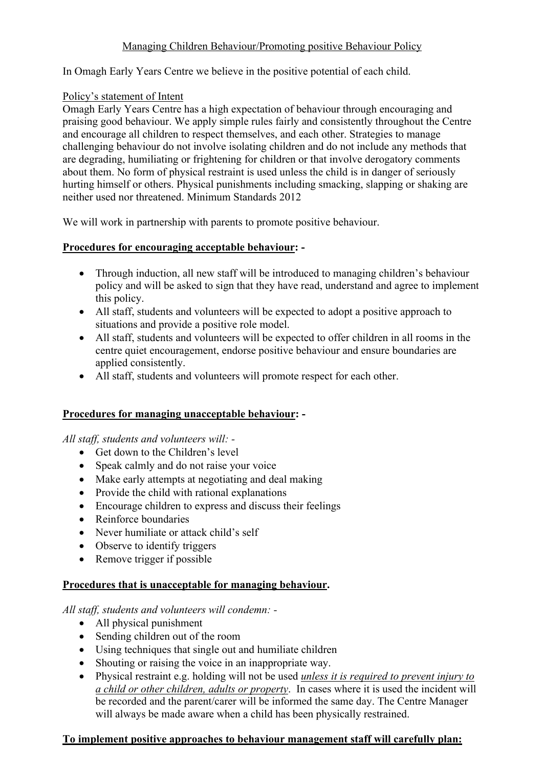# Managing Children Behaviour/Promoting positive Behaviour Policy

In Omagh Early Years Centre we believe in the positive potential of each child.

## Policy's statement of Intent

Omagh Early Years Centre has a high expectation of behaviour through encouraging and praising good behaviour. We apply simple rules fairly and consistently throughout the Centre and encourage all children to respect themselves, and each other. Strategies to manage challenging behaviour do not involve isolating children and do not include any methods that are degrading, humiliating or frightening for children or that involve derogatory comments about them. No form of physical restraint is used unless the child is in danger of seriously hurting himself or others. Physical punishments including smacking, slapping or shaking are neither used nor threatened. Minimum Standards 2012

We will work in partnership with parents to promote positive behaviour.

## Procedures for encouraging acceptable behaviour: -

- Through induction, all new staff will be introduced to managing children's behaviour policy and will be asked to sign that they have read, understand and agree to implement this policy.
- All staff, students and volunteers will be expected to adopt a positive approach to situations and provide a positive role model.
- All staff, students and volunteers will be expected to offer children in all rooms in the centre quiet encouragement, endorse positive behaviour and ensure boundaries are applied consistently.
- All staff, students and volunteers will promote respect for each other.

## Procedures for managing unacceptable behaviour: -

*All staff, students and volunteers will: -*

- Get down to the Children's level
- Speak calmly and do not raise your voice
- Make early attempts at negotiating and deal making
- Provide the child with rational explanations
- Encourage children to express and discuss their feelings
- Reinforce boundaries
- Never humiliate or attack child's self
- Observe to identify triggers
- Remove trigger if possible

## Procedures that is unacceptable for managing behaviour.

*All staff, students and volunteers will condemn: -*

- All physical punishment
- Sending children out of the room
- Using techniques that single out and humiliate children
- Shouting or raising the voice in an inappropriate way.
- Physical restraint e.g. holding will not be used *unless it is required to prevent injury to a child or other children, adults or property*. In cases where it is used the incident will be recorded and the parent/carer will be informed the same day. The Centre Manager will always be made aware when a child has been physically restrained.

## To implement positive approaches to behaviour management staff will carefully plan: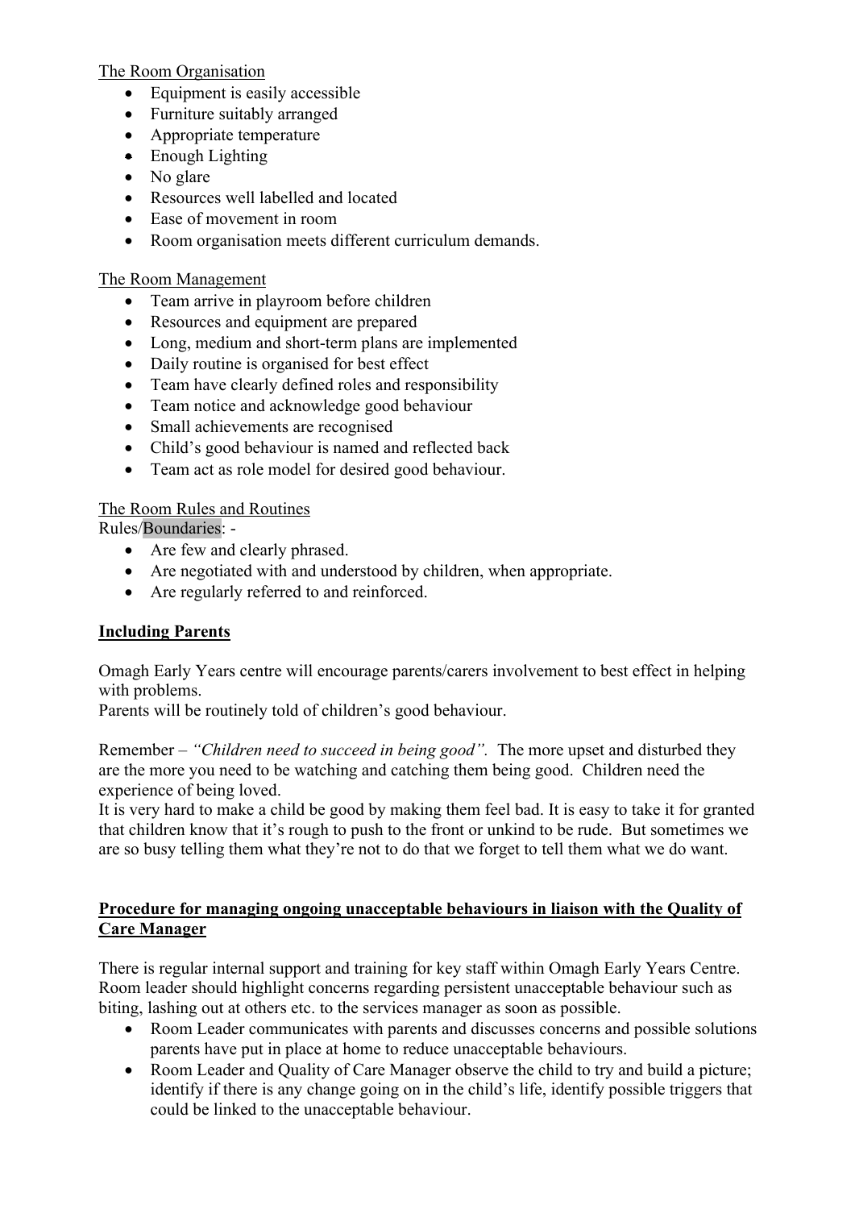The Room Organisation

- Equipment is easily accessible
- Furniture suitably arranged
- Appropriate temperature
- Enough Lighting
- No glare
- Resources well labelled and located
- Ease of movement in room
- Room organisation meets different curriculum demands.

The Room Management

- Team arrive in playroom before children
- Resources and equipment are prepared
- Long, medium and short-term plans are implemented
- Daily routine is organised for best effect
- Team have clearly defined roles and responsibility
- Team notice and acknowledge good behaviour
- Small achievements are recognised
- Child's good behaviour is named and reflected back
- Team act as role model for desired good behaviour.

The Room Rules and Routines

Rules/Boundaries: -

- Are few and clearly phrased.
- Are negotiated with and understood by children, when appropriate.
- Are regularly referred to and reinforced.

**Including Parents**

Omagh Early Years centre will encourage parents/carers involvement to best effect in helping with problems.
Parents will be routinely told of children's good behaviour.

Remember – *"Children need to succeed in being good".* The more upset and disturbed they are the more you need to be watching and catching them being good. Children need the experience of being loved.
It is very hard to make a child be good by making them feel bad. It is easy to take it for granted that children know that it's rough to push to the front or unkind to be rude. But sometimes we are so busy telling them what they're not to do that we forget to tell them what we do want.

**Procedure for managing ongoing unacceptable behaviours in liaison with the Quality of Care Manager**

There is regular internal support and training for key staff within Omagh Early Years Centre. Room leader should highlight concerns regarding persistent unacceptable behaviour such as biting, lashing out at others etc. to the services manager as soon as possible.

- Room Leader communicates with parents and discusses concerns and possible solutions parents have put in place at home to reduce unacceptable behaviours.
- Room Leader and Quality of Care Manager observe the child to try and build a picture; identify if there is any change going on in the child's life, identify possible triggers that could be linked to the unacceptable behaviour.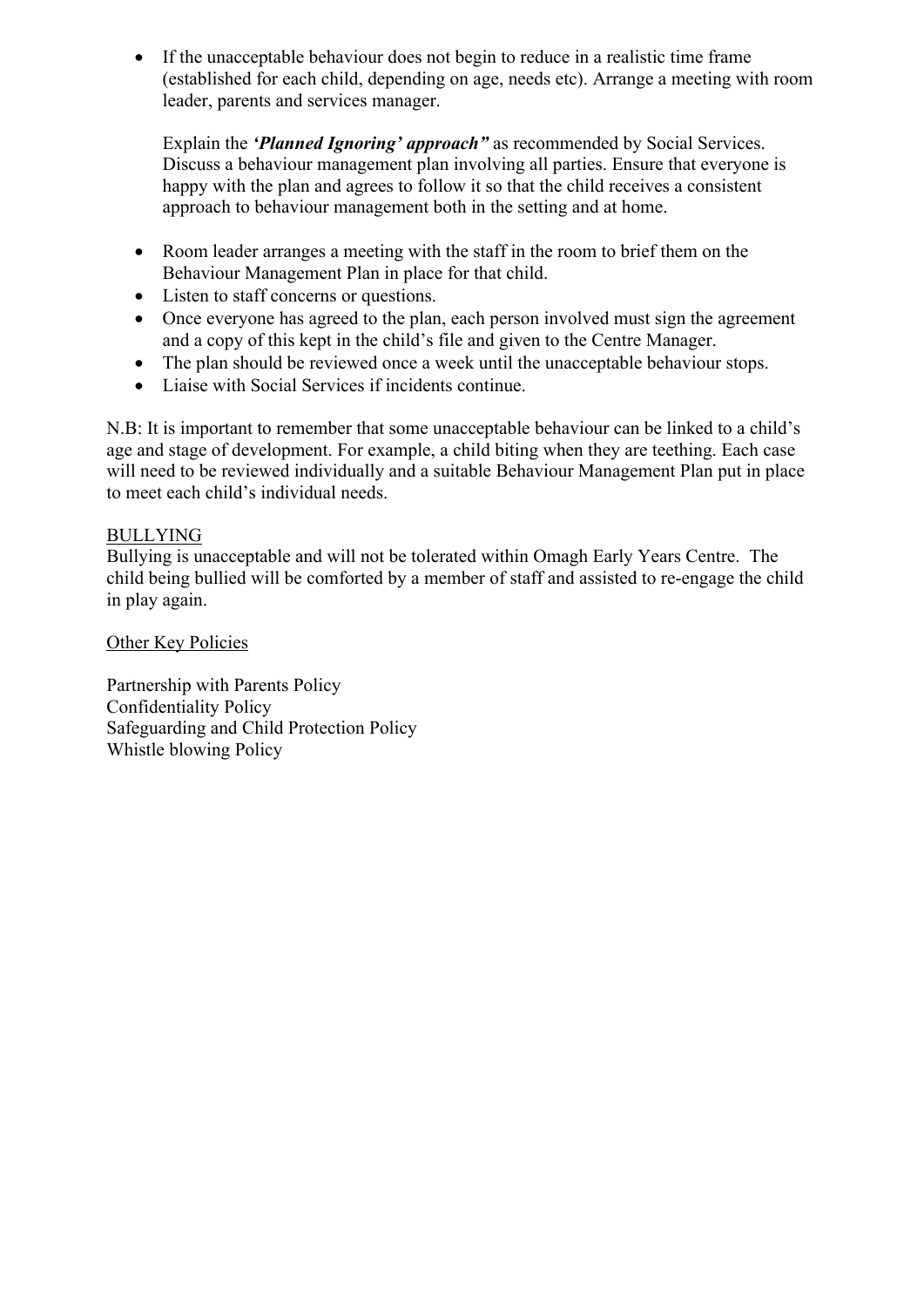- If the unacceptable behaviour does not begin to reduce in a realistic time frame (established for each child, depending on age, needs etc). Arrange a meeting with room leader, parents and services manager.

  Explain the ***'Planned Ignoring' approach"*** as recommended by Social Services. Discuss a behaviour management plan involving all parties. Ensure that everyone is happy with the plan and agrees to follow it so that the child receives a consistent approach to behaviour management both in the setting and at home.

- Room leader arranges a meeting with the staff in the room to brief them on the Behaviour Management Plan in place for that child.
- Listen to staff concerns or questions.
- Once everyone has agreed to the plan, each person involved must sign the agreement and a copy of this kept in the child's file and given to the Centre Manager.
- The plan should be reviewed once a week until the unacceptable behaviour stops.
- Liaise with Social Services if incidents continue.

N.B: It is important to remember that some unacceptable behaviour can be linked to a child's age and stage of development. For example, a child biting when they are teething. Each case will need to be reviewed individually and a suitable Behaviour Management Plan put in place to meet each child's individual needs.

<u>BULLYING</u>

Bullying is unacceptable and will not be tolerated within Omagh Early Years Centre. The child being bullied will be comforted by a member of staff and assisted to re-engage the child in play again.

<u>Other Key Policies</u>

Partnership with Parents Policy
Confidentiality Policy
Safeguarding and Child Protection Policy
Whistle blowing Policy